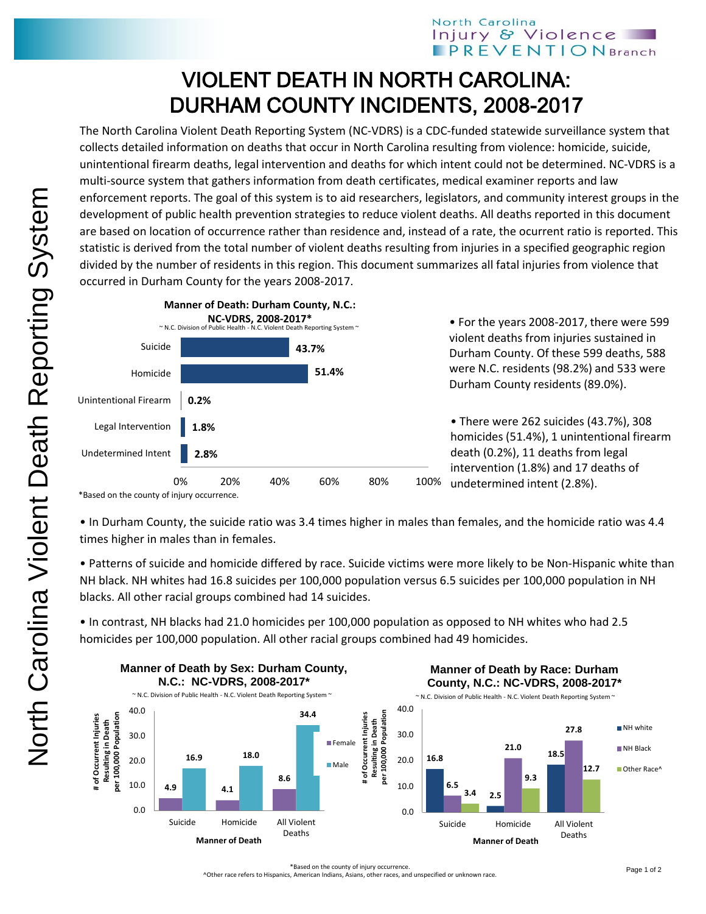# VIOLENT DEATH IN NORTH CAROLINA: DURHAM COUNTY INCIDENTS, 2008-2017

The North Carolina Violent Death Reporting System (NC-VDRS) is a CDC-funded statewide surveillance system that collects detailed information on deaths that occur in North Carolina resulting from violence: homicide, suicide, unintentional firearm deaths, legal intervention and deaths for which intent could not be determined. NC-VDRS is a multi-source system that gathers information from death certificates, medical examiner reports and law enforcement reports. The goal of this system is to aid researchers, legislators, and community interest groups in the development of public health prevention strategies to reduce violent deaths. All deaths reported in this document are based on location of occurrence rather than residence and, instead of a rate, the ocurrent ratio is reported. This statistic is derived from the total number of violent deaths resulting from injuries in a specified geographic region divided by the number of residents in this region. This document summarizes all fatal injuries from violence that occurred in Durham County for the years 2008-2017.

**Manner of Death: Durham County, N.C.: NC-VDRS, 2008-2017***

~ N.C. Division of Public Health - N.C. Violent Death Reporting System ~

| Manner of Death | Percent |
|---|---|
| Suicide | 43.7% |
| Homicide | 51.4% |
| Unintentional Firearm | 0.2% |
| Legal Intervention | 1.8% |
| Undetermined Intent | 2.8% |

*Based on the county of injury occurrence.

- For the years 2008-2017, there were 599 violent deaths from injuries sustained in Durham County. Of these 599 deaths, 588 were N.C. residents (98.2%) and 533 were Durham County residents (89.0%).

- There were 262 suicides (43.7%), 308 homicides (51.4%), 1 unintentional firearm death (0.2%), 11 deaths from legal intervention (1.8%) and 17 deaths of undetermined intent (2.8%).

- In Durham County, the suicide ratio was 3.4 times higher in males than females, and the homicide ratio was 4.4 times higher in males than in females.

- Patterns of suicide and homicide differed by race. Suicide victims were more likely to be Non-Hispanic white than NH black. NH whites had 16.8 suicides per 100,000 population versus 6.5 suicides per 100,000 population in NH blacks. All other racial groups combined had 14 suicides.

- In contrast, NH blacks had 21.0 homicides per 100,000 population as opposed to NH whites who had 2.5 homicides per 100,000 population. All other racial groups combined had 49 homicides.

**Manner of Death by Sex: Durham County, N.C.: NC-VDRS, 2008-2017***

~ N.C. Division of Public Health - N.C. Violent Death Reporting System ~

# of Occurrent Injuries Resulting in Death per 100,000 Population

| Manner of Death | Female | Male |
|---|---|---|
| Suicide | 4.9 | 16.9 |
| Homicide | 4.1 | 18.0 |
| All Violent Deaths | 8.6 | 34.4 |

**Manner of Death by Race: Durham County, N.C.: NC-VDRS, 2008-2017***

~ N.C. Division of Public Health - N.C. Violent Death Reporting System ~

# of Occurrent Injuries Resulting in Death per 100,000 Population

| Manner of Death | NH white | NH Black | Other Race^ |
|---|---|---|---|
| Suicide | 16.8 | 6.5 | 3.4 |
| Homicide | 2.5 | 21.0 | 9.3 |
| All Violent Deaths | 18.5 | 27.8 | 12.7 |

*Based on the county of injury occurrence.
^Other race refers to Hispanics, American Indians, Asians, other races, and unspecified or unknown race.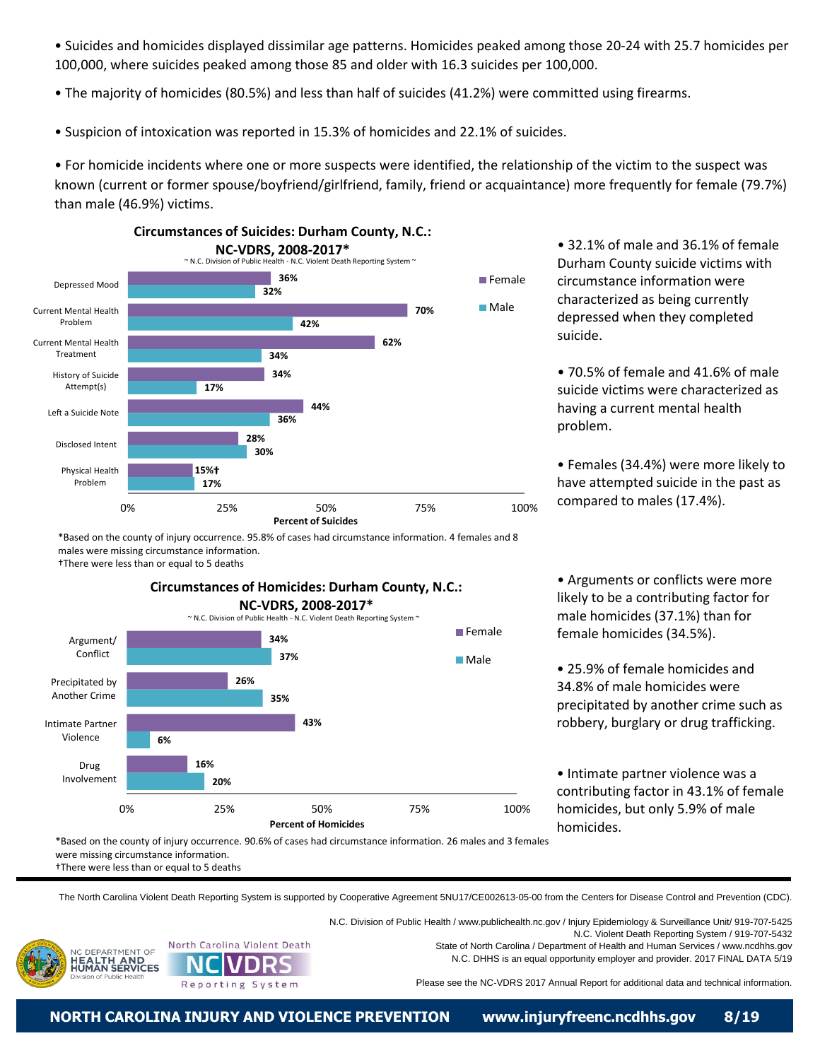- Suicides and homicides displayed dissimilar age patterns. Homicides peaked among those 20-24 with 25.7 homicides per 100,000, where suicides peaked among those 85 and older with 16.3 suicides per 100,000.
- The majority of homicides (80.5%) and less than half of suicides (41.2%) were committed using firearms.
- Suspicion of intoxication was reported in 15.3% of homicides and 22.1% of suicides.
- For homicide incidents where one or more suspects were identified, the relationship of the victim to the suspect was known (current or former spouse/boyfriend/girlfriend, family, friend or acquaintance) more frequently for female (79.7%) than male (46.9%) victims.

**Circumstances of Suicides: Durham County, N.C.: NC-VDRS, 2008-2017***

~ N.C. Division of Public Health - N.C. Violent Death Reporting System ~

Female
Male

Depressed Mood 36% 32%
Current Mental Health Problem 70% 42%
Current Mental Health Treatment 62% 34%
History of Suicide Attempt(s) 34% 17%
Left a Suicide Note 44% 36%
Disclosed Intent 28% 30%
Physical Health Problem 15%† 17%

0% 25% 50% 75% 100%
Percent of Suicides

*Based on the county of injury occurrence. 95.8% of cases had circumstance information. 4 females and 8 males were missing circumstance information.
†There were less than or equal to 5 deaths

- 32.1% of male and 36.1% of female Durham County suicide victims with circumstance information were characterized as being currently depressed when they completed suicide.
- 70.5% of female and 41.6% of male suicide victims were characterized as having a current mental health problem.
- Females (34.4%) were more likely to have attempted suicide in the past as compared to males (17.4%).

**Circumstances of Homicides: Durham County, N.C.: NC-VDRS, 2008-2017***

~ N.C. Division of Public Health - N.C. Violent Death Reporting System ~

Female
Male

Argument/ Conflict 34% 37%
Precipitated by Another Crime 26% 35%
Intimate Partner Violence 43% 6%
Drug Involvement 16% 20%

0% 25% 50% 75% 100%
Percent of Homicides

*Based on the county of injury occurrence. 90.6% of cases had circumstance information. 26 males and 3 females were missing circumstance information.
†There were less than or equal to 5 deaths

- Arguments or conflicts were more likely to be a contributing factor for male homicides (37.1%) than for female homicides (34.5%).
- 25.9% of female homicides and 34.8% of male homicides were precipitated by another crime such as robbery, burglary or drug trafficking.
- Intimate partner violence was a contributing factor in 43.1% of female homicides, but only 5.9% of male homicides.

The North Carolina Violent Death Reporting System is supported by Cooperative Agreement 5NU17/CE002613-05-00 from the Centers for Disease Control and Prevention (CDC).

N.C. Division of Public Health / www.publichealth.nc.gov / Injury Epidemiology & Surveillance Unit/ 919-707-5425
N.C. Violent Death Reporting System / 919-707-5432
State of North Carolina / Department of Health and Human Services / www.ncdhhs.gov
N.C. DHHS is an equal opportunity employer and provider. 2017 FINAL DATA 5/19

Please see the NC-VDRS 2017 Annual Report for additional data and technical information.

NORTH CAROLINA INJURY AND VIOLENCE PREVENTION www.injuryfreenc.ncdhhs.gov